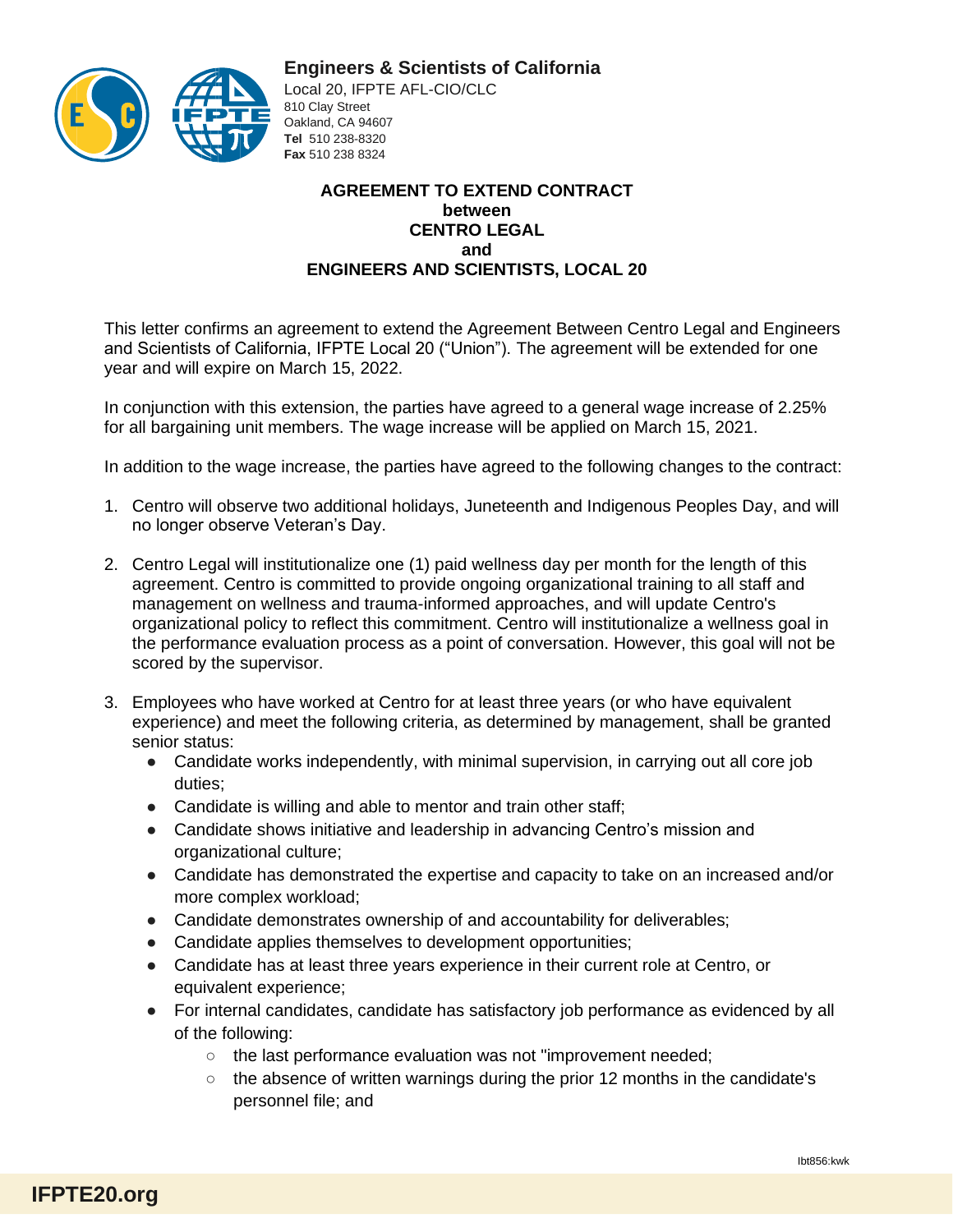**Engineers & Scientists of California**
Local 20, IFPTE AFL-CIO/CLC
810 Clay Street
Oakland, CA 94607
**Tel** 510 238-8320
**Fax** 510 238 8324

**AGREEMENT TO EXTEND CONTRACT**
**between**
**CENTRO LEGAL**
**and**
**ENGINEERS AND SCIENTISTS, LOCAL 20**

This letter confirms an agreement to extend the Agreement Between Centro Legal and Engineers and Scientists of California, IFPTE Local 20 ("Union"). The agreement will be extended for one year and will expire on March 15, 2022.

In conjunction with this extension, the parties have agreed to a general wage increase of 2.25% for all bargaining unit members. The wage increase will be applied on March 15, 2021.

In addition to the wage increase, the parties have agreed to the following changes to the contract:

1. Centro will observe two additional holidays, Juneteenth and Indigenous Peoples Day, and will no longer observe Veteran's Day.

2. Centro Legal will institutionalize one (1) paid wellness day per month for the length of this agreement. Centro is committed to provide ongoing organizational training to all staff and management on wellness and trauma-informed approaches, and will update Centro's organizational policy to reflect this commitment. Centro will institutionalize a wellness goal in the performance evaluation process as a point of conversation. However, this goal will not be scored by the supervisor.

3. Employees who have worked at Centro for at least three years (or who have equivalent experience) and meet the following criteria, as determined by management, shall be granted senior status:
   - Candidate works independently, with minimal supervision, in carrying out all core job duties;
   - Candidate is willing and able to mentor and train other staff;
   - Candidate shows initiative and leadership in advancing Centro's mission and organizational culture;
   - Candidate has demonstrated the expertise and capacity to take on an increased and/or more complex workload;
   - Candidate demonstrates ownership of and accountability for deliverables;
   - Candidate applies themselves to development opportunities;
   - Candidate has at least three years experience in their current role at Centro, or equivalent experience;
   - For internal candidates, candidate has satisfactory job performance as evidenced by all of the following:
     - the last performance evaluation was not "improvement needed;
     - the absence of written warnings during the prior 12 months in the candidate's personnel file; and

lbt856:kwk

IFPTE20.org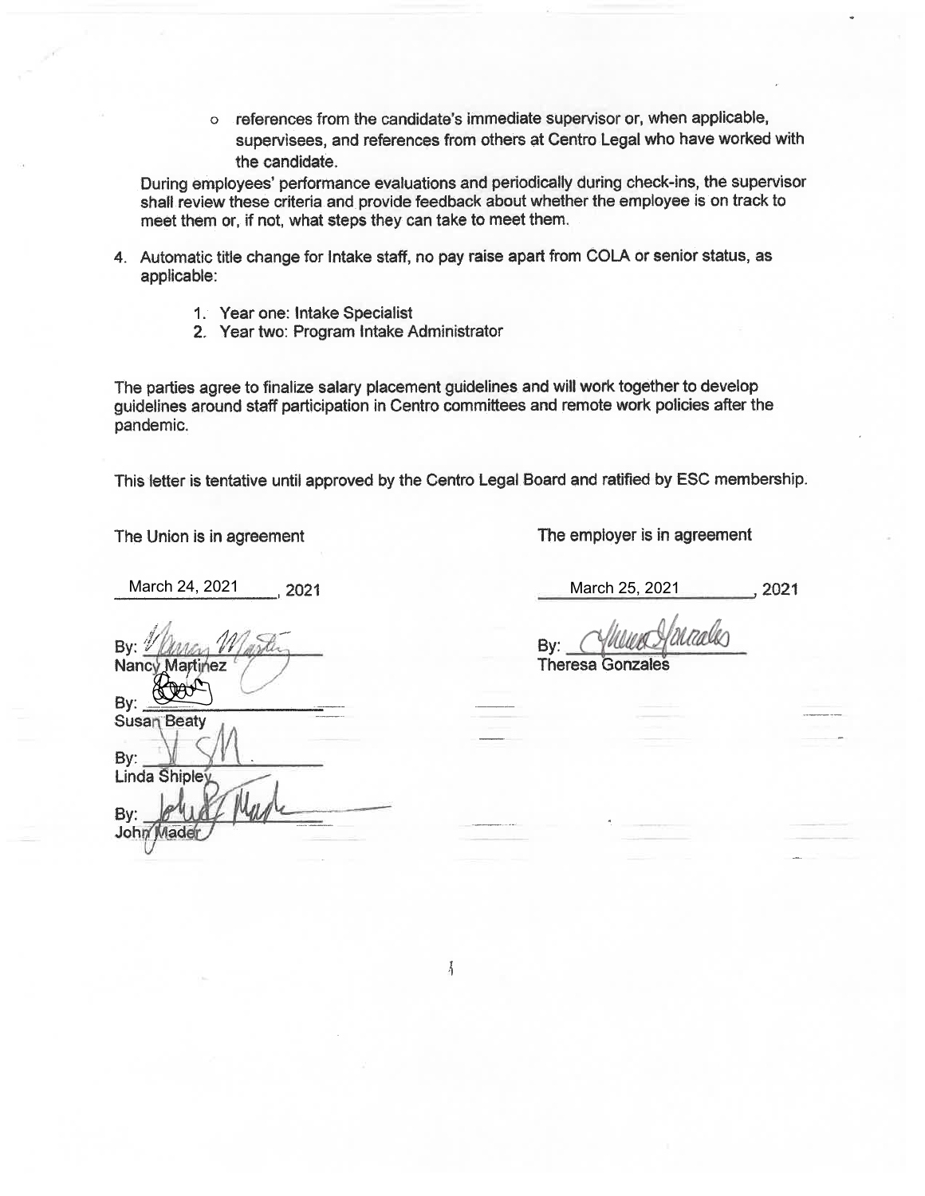- references from the candidate's immediate supervisor or, when applicable, supervisees, and references from others at Centro Legal who have worked with the candidate.

During employees' performance evaluations and periodically during check-ins, the supervisor shall review these criteria and provide feedback about whether the employee is on track to meet them or, if not, what steps they can take to meet them.

4. Automatic title change for Intake staff, no pay raise apart from COLA or senior status, as applicable:
    1. Year one: Intake Specialist
    2. Year two: Program Intake Administrator

The parties agree to finalize salary placement guidelines and will work together to develop guidelines around staff participation in Centro committees and remote work policies after the pandemic.

This letter is tentative until approved by the Centro Legal Board and ratified by ESC membership.

The Union is in agreement

March 24, 2021, 2021

By: Nancy Martinez

By: Susan Beaty

By: Linda Shipley

By: John Mader

The employer is in agreement

March 25, 2021, 2021

By: Theresa Gonzales